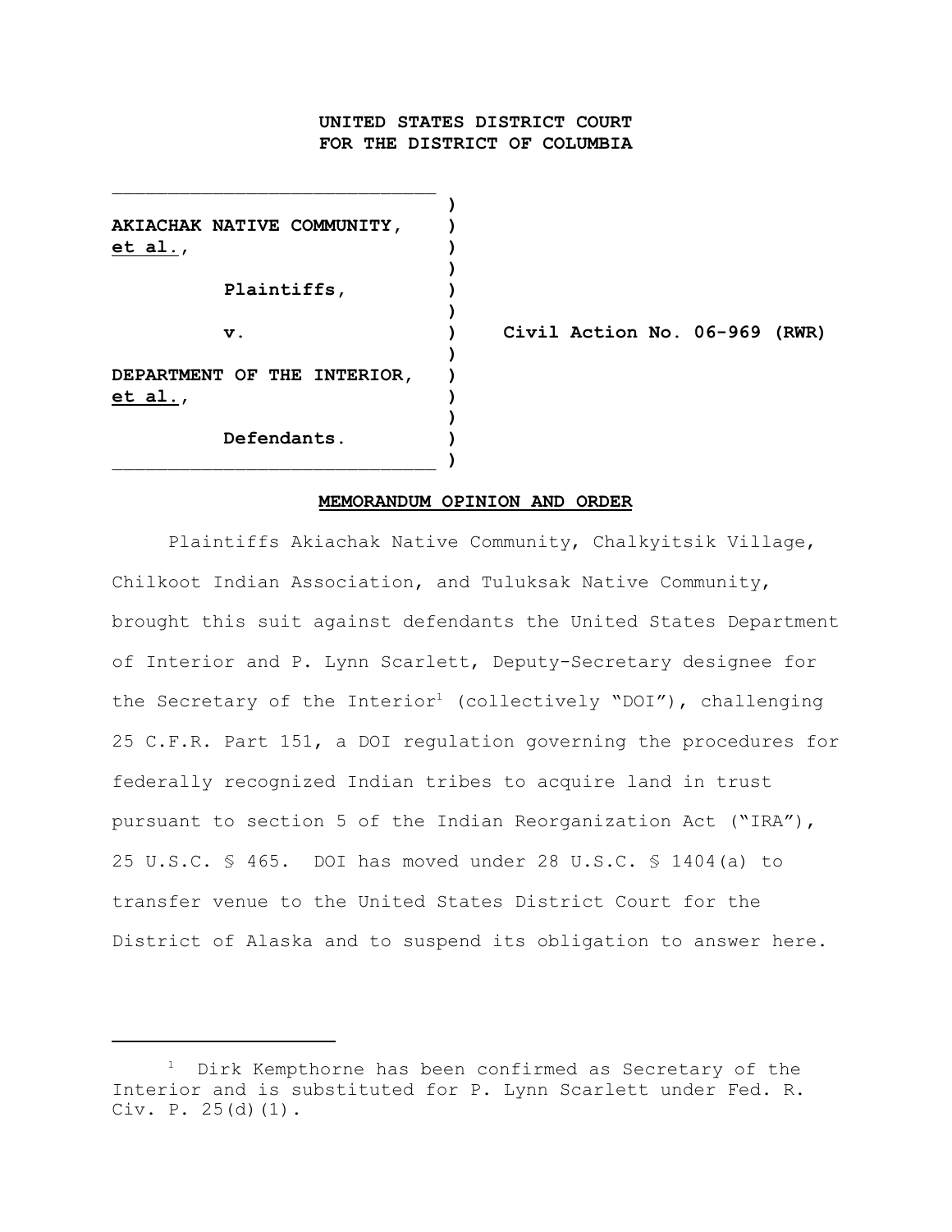**UNITED STATES DISTRICT COURT**
**FOR THE DISTRICT OF COLUMBIA**

**AKIACHAK NATIVE COMMUNITY, et al.,**

**Plaintiffs,**

**v.**

**DEPARTMENT OF THE INTERIOR, et al.,**

**Defendants.**

**Civil Action No. 06-969 (RWR)**

**MEMORANDUM OPINION AND ORDER**

Plaintiffs Akiachak Native Community, Chalkyitsik Village, Chilkoot Indian Association, and Tuluksak Native Community, brought this suit against defendants the United States Department of Interior and P. Lynn Scarlett, Deputy-Secretary designee for the Secretary of the Interior[1] (collectively "DOI"), challenging 25 C.F.R. Part 151, a DOI regulation governing the procedures for federally recognized Indian tribes to acquire land in trust pursuant to section 5 of the Indian Reorganization Act ("IRA"), 25 U.S.C. § 465. DOI has moved under 28 U.S.C. § 1404(a) to transfer venue to the United States District Court for the District of Alaska and to suspend its obligation to answer here.

[1] Dirk Kempthorne has been confirmed as Secretary of the Interior and is substituted for P. Lynn Scarlett under Fed. R. Civ. P. 25(d)(1).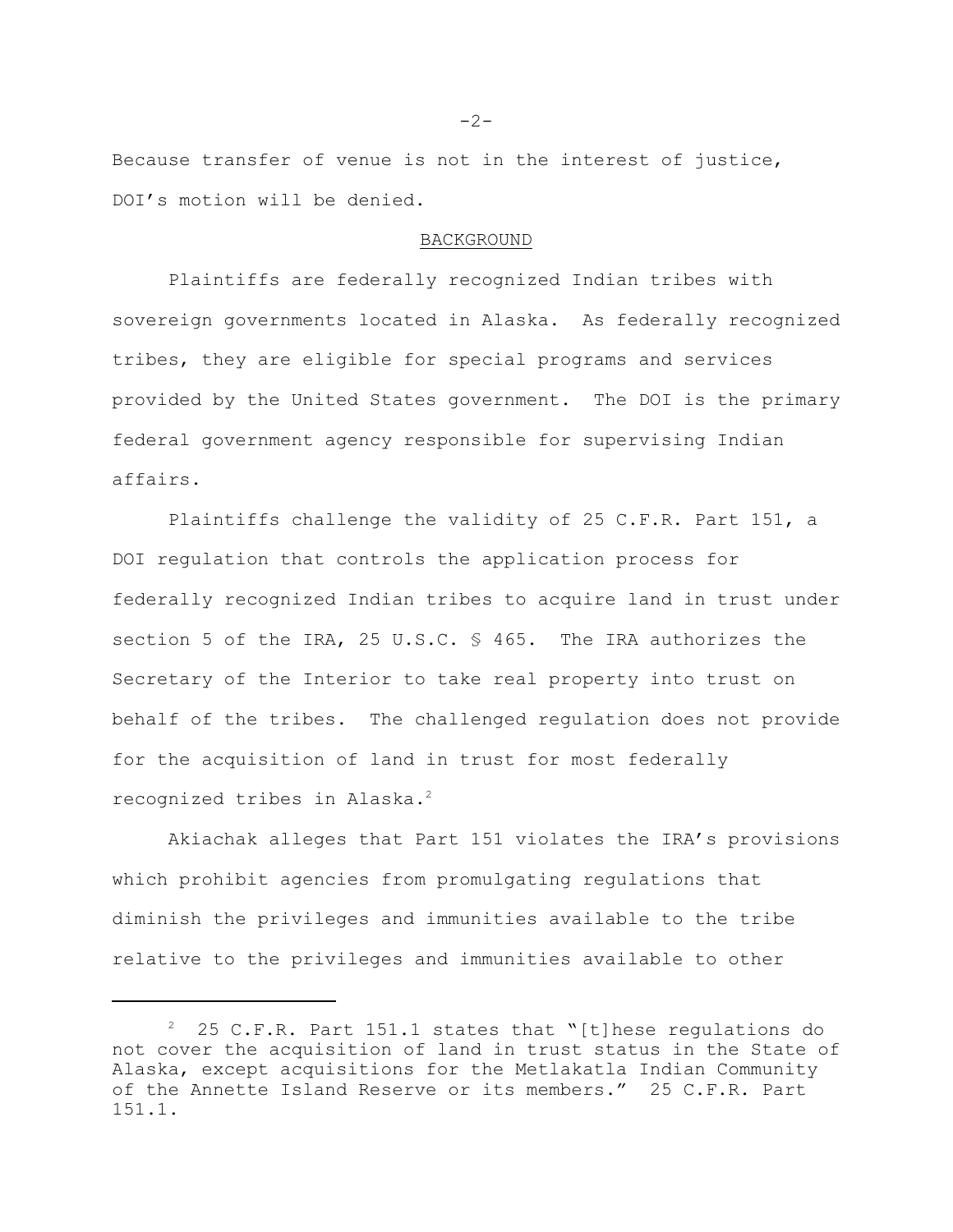Because transfer of venue is not in the interest of justice, DOI's motion will be denied.

## BACKGROUND

Plaintiffs are federally recognized Indian tribes with sovereign governments located in Alaska. As federally recognized tribes, they are eligible for special programs and services provided by the United States government. The DOI is the primary federal government agency responsible for supervising Indian affairs.

Plaintiffs challenge the validity of 25 C.F.R. Part 151, a DOI regulation that controls the application process for federally recognized Indian tribes to acquire land in trust under section 5 of the IRA, 25 U.S.C. § 465. The IRA authorizes the Secretary of the Interior to take real property into trust on behalf of the tribes. The challenged regulation does not provide for the acquisition of land in trust for most federally recognized tribes in Alaska.[2]

Akiachak alleges that Part 151 violates the IRA's provisions which prohibit agencies from promulgating regulations that diminish the privileges and immunities available to the tribe relative to the privileges and immunities available to other

---

[2] 25 C.F.R. Part 151.1 states that "[t]hese regulations do not cover the acquisition of land in trust status in the State of Alaska, except acquisitions for the Metlakatla Indian Community of the Annette Island Reserve or its members." 25 C.F.R. Part 151.1.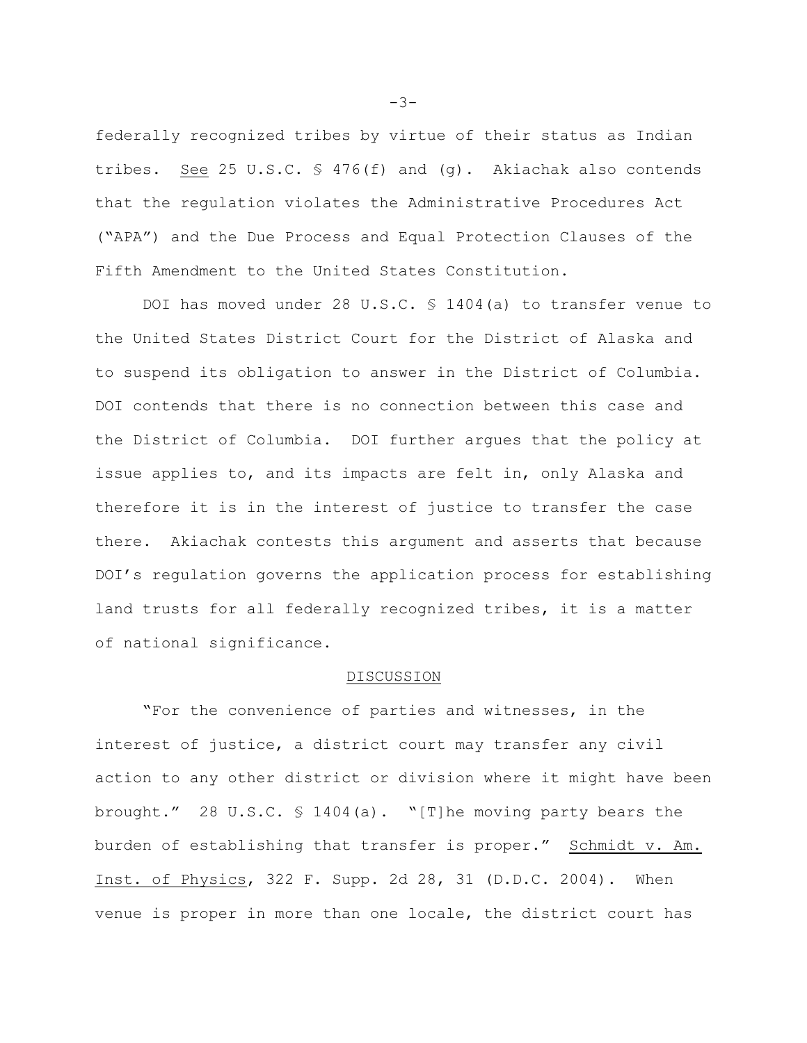federally recognized tribes by virtue of their status as Indian tribes. See 25 U.S.C. § 476(f) and (g). Akiachak also contends that the regulation violates the Administrative Procedures Act ("APA") and the Due Process and Equal Protection Clauses of the Fifth Amendment to the United States Constitution.

DOI has moved under 28 U.S.C. § 1404(a) to transfer venue to the United States District Court for the District of Alaska and to suspend its obligation to answer in the District of Columbia. DOI contends that there is no connection between this case and the District of Columbia. DOI further argues that the policy at issue applies to, and its impacts are felt in, only Alaska and therefore it is in the interest of justice to transfer the case there. Akiachak contests this argument and asserts that because DOI's regulation governs the application process for establishing land trusts for all federally recognized tribes, it is a matter of national significance.

## DISCUSSION

"For the convenience of parties and witnesses, in the interest of justice, a district court may transfer any civil action to any other district or division where it might have been brought." 28 U.S.C. § 1404(a). "[T]he moving party bears the burden of establishing that transfer is proper." Schmidt v. Am. Inst. of Physics, 322 F. Supp. 2d 28, 31 (D.D.C. 2004). When venue is proper in more than one locale, the district court has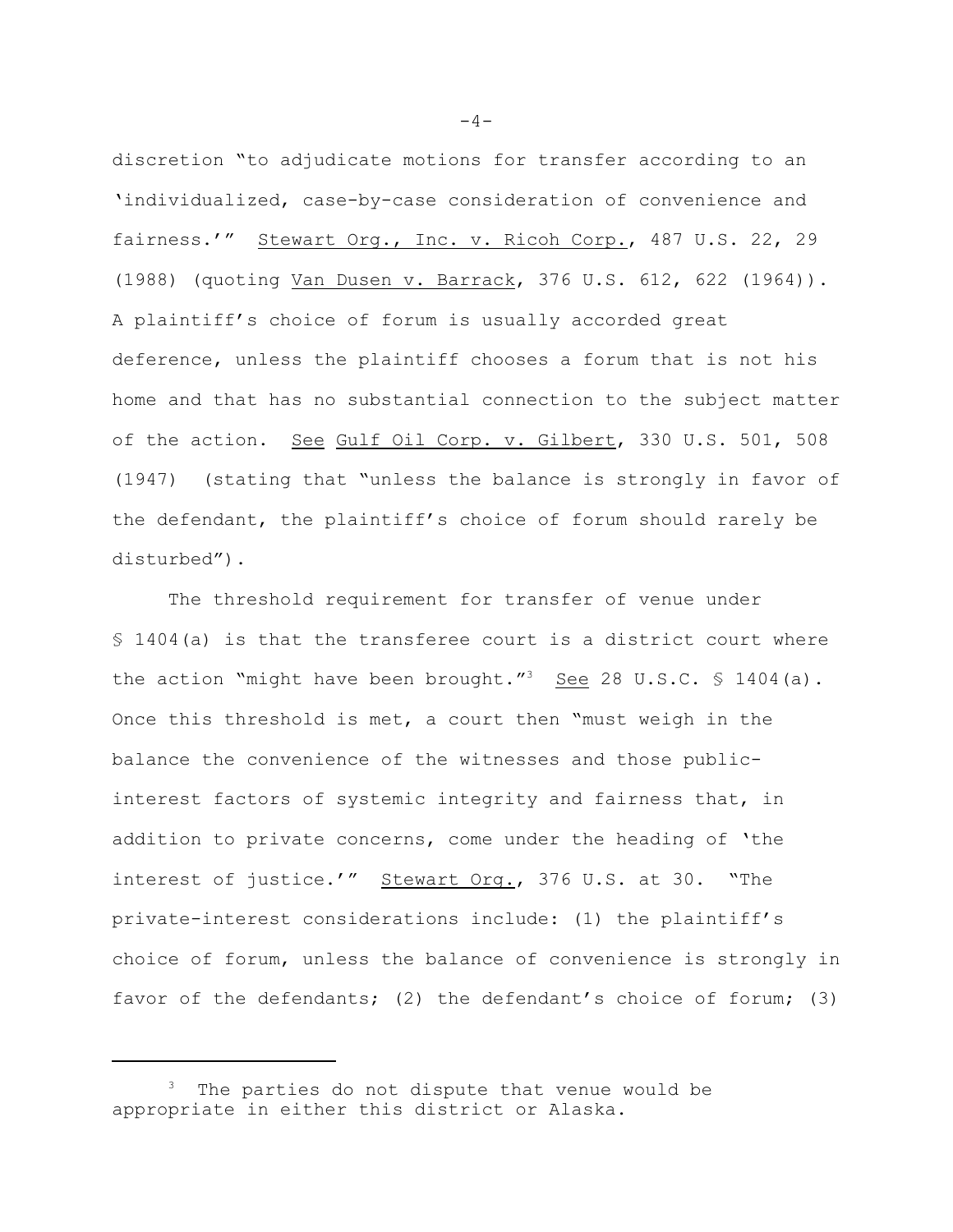discretion "to adjudicate motions for transfer according to an 'individualized, case-by-case consideration of convenience and fairness.'" Stewart Org., Inc. v. Ricoh Corp., 487 U.S. 22, 29 (1988) (quoting Van Dusen v. Barrack, 376 U.S. 612, 622 (1964)). A plaintiff's choice of forum is usually accorded great deference, unless the plaintiff chooses a forum that is not his home and that has no substantial connection to the subject matter of the action. See Gulf Oil Corp. v. Gilbert, 330 U.S. 501, 508 (1947) (stating that "unless the balance is strongly in favor of the defendant, the plaintiff's choice of forum should rarely be disturbed").

The threshold requirement for transfer of venue under § 1404(a) is that the transferee court is a district court where the action "might have been brought."[3] See 28 U.S.C. § 1404(a). Once this threshold is met, a court then "must weigh in the balance the convenience of the witnesses and those public-interest factors of systemic integrity and fairness that, in addition to private concerns, come under the heading of 'the interest of justice.'" Stewart Org., 376 U.S. at 30. "The private-interest considerations include: (1) the plaintiff's choice of forum, unless the balance of convenience is strongly in favor of the defendants; (2) the defendant's choice of forum; (3)

---

[3] The parties do not dispute that venue would be appropriate in either this district or Alaska.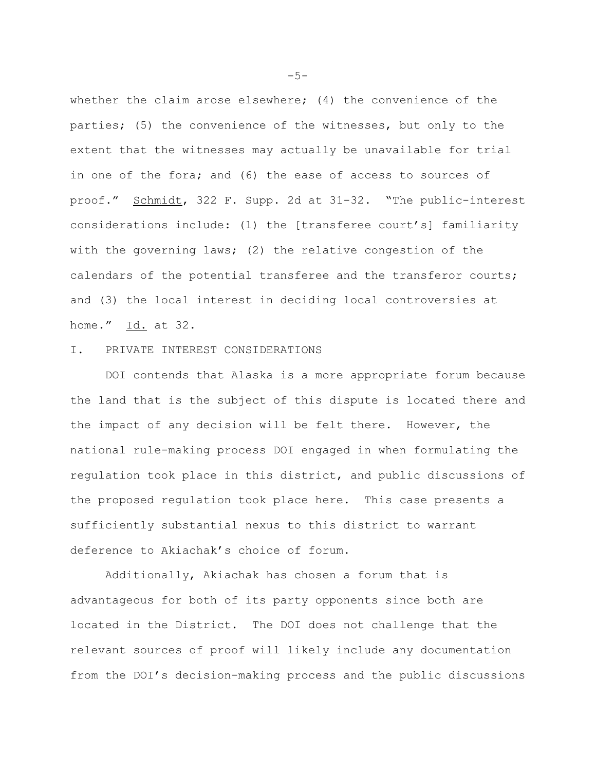whether the claim arose elsewhere; (4) the convenience of the parties; (5) the convenience of the witnesses, but only to the extent that the witnesses may actually be unavailable for trial in one of the fora; and (6) the ease of access to sources of proof." Schmidt, 322 F. Supp. 2d at 31-32. "The public-interest considerations include: (1) the [transferee court's] familiarity with the governing laws; (2) the relative congestion of the calendars of the potential transferee and the transferor courts; and (3) the local interest in deciding local controversies at home." Id. at 32.

## I. PRIVATE INTEREST CONSIDERATIONS

DOI contends that Alaska is a more appropriate forum because the land that is the subject of this dispute is located there and the impact of any decision will be felt there. However, the national rule-making process DOI engaged in when formulating the regulation took place in this district, and public discussions of the proposed regulation took place here. This case presents a sufficiently substantial nexus to this district to warrant deference to Akiachak's choice of forum.

Additionally, Akiachak has chosen a forum that is advantageous for both of its party opponents since both are located in the District. The DOI does not challenge that the relevant sources of proof will likely include any documentation from the DOI's decision-making process and the public discussions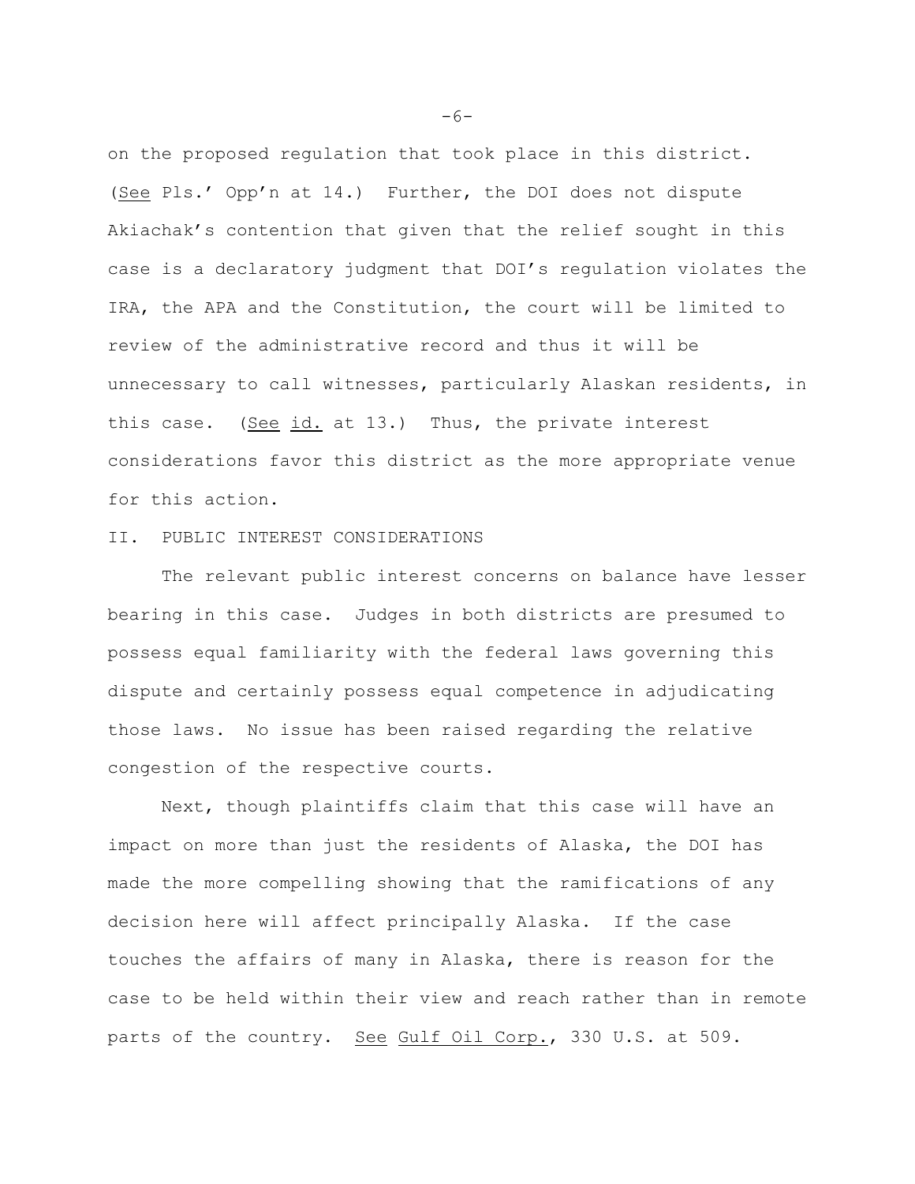on the proposed regulation that took place in this district. (See Pls.' Opp'n at 14.) Further, the DOI does not dispute Akiachak's contention that given that the relief sought in this case is a declaratory judgment that DOI's regulation violates the IRA, the APA and the Constitution, the court will be limited to review of the administrative record and thus it will be unnecessary to call witnesses, particularly Alaskan residents, in this case. (See id. at 13.) Thus, the private interest considerations favor this district as the more appropriate venue for this action.

## II. PUBLIC INTEREST CONSIDERATIONS

The relevant public interest concerns on balance have lesser bearing in this case. Judges in both districts are presumed to possess equal familiarity with the federal laws governing this dispute and certainly possess equal competence in adjudicating those laws. No issue has been raised regarding the relative congestion of the respective courts.

Next, though plaintiffs claim that this case will have an impact on more than just the residents of Alaska, the DOI has made the more compelling showing that the ramifications of any decision here will affect principally Alaska. If the case touches the affairs of many in Alaska, there is reason for the case to be held within their view and reach rather than in remote parts of the country. See Gulf Oil Corp., 330 U.S. at 509.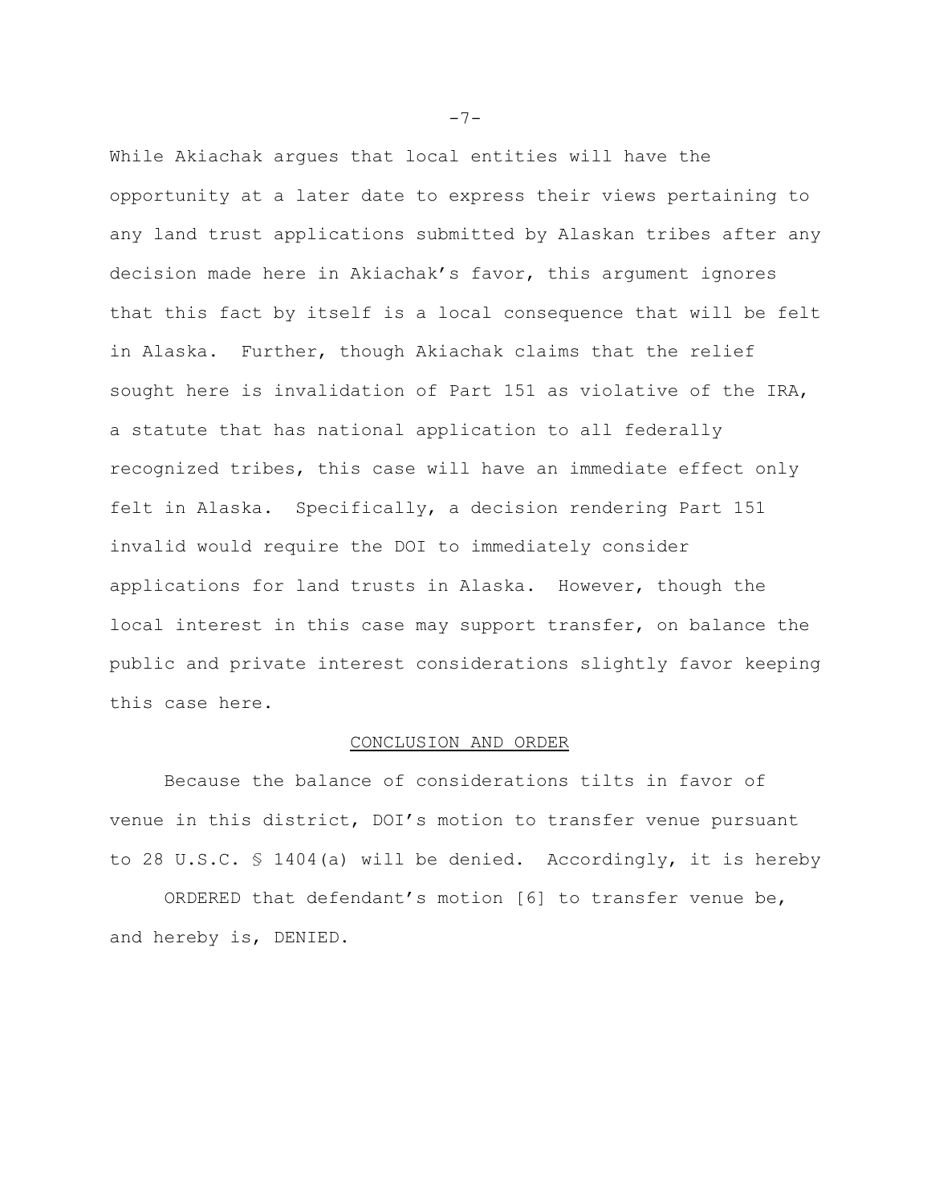While Akiachak argues that local entities will have the opportunity at a later date to express their views pertaining to any land trust applications submitted by Alaskan tribes after any decision made here in Akiachak's favor, this argument ignores that this fact by itself is a local consequence that will be felt in Alaska. Further, though Akiachak claims that the relief sought here is invalidation of Part 151 as violative of the IRA, a statute that has national application to all federally recognized tribes, this case will have an immediate effect only felt in Alaska. Specifically, a decision rendering Part 151 invalid would require the DOI to immediately consider applications for land trusts in Alaska. However, though the local interest in this case may support transfer, on balance the public and private interest considerations slightly favor keeping this case here.

## CONCLUSION AND ORDER

Because the balance of considerations tilts in favor of venue in this district, DOI's motion to transfer venue pursuant to 28 U.S.C. § 1404(a) will be denied. Accordingly, it is hereby

ORDERED that defendant's motion [6] to transfer venue be, and hereby is, DENIED.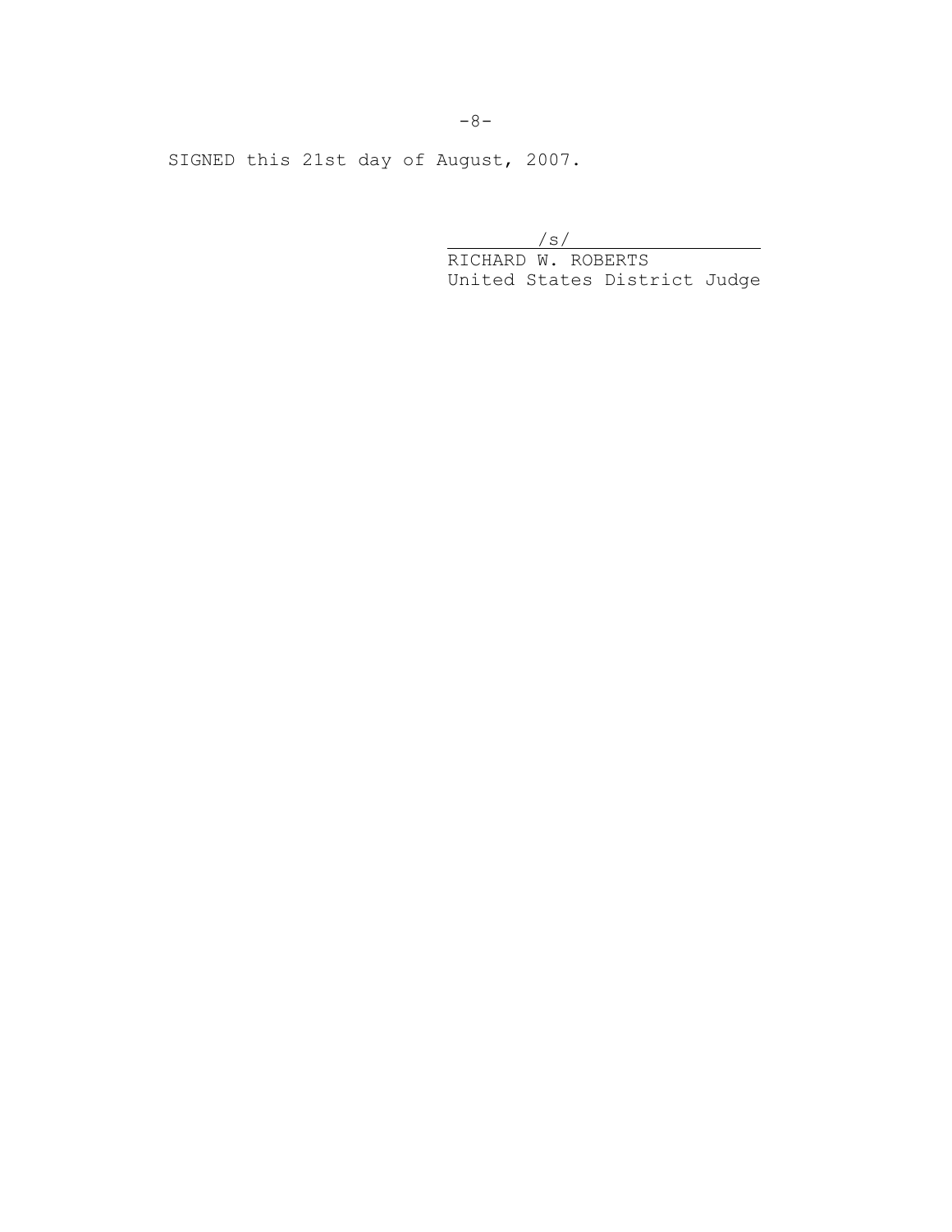SIGNED this 21st day of August, 2007.

/s/
RICHARD W. ROBERTS
United States District Judge